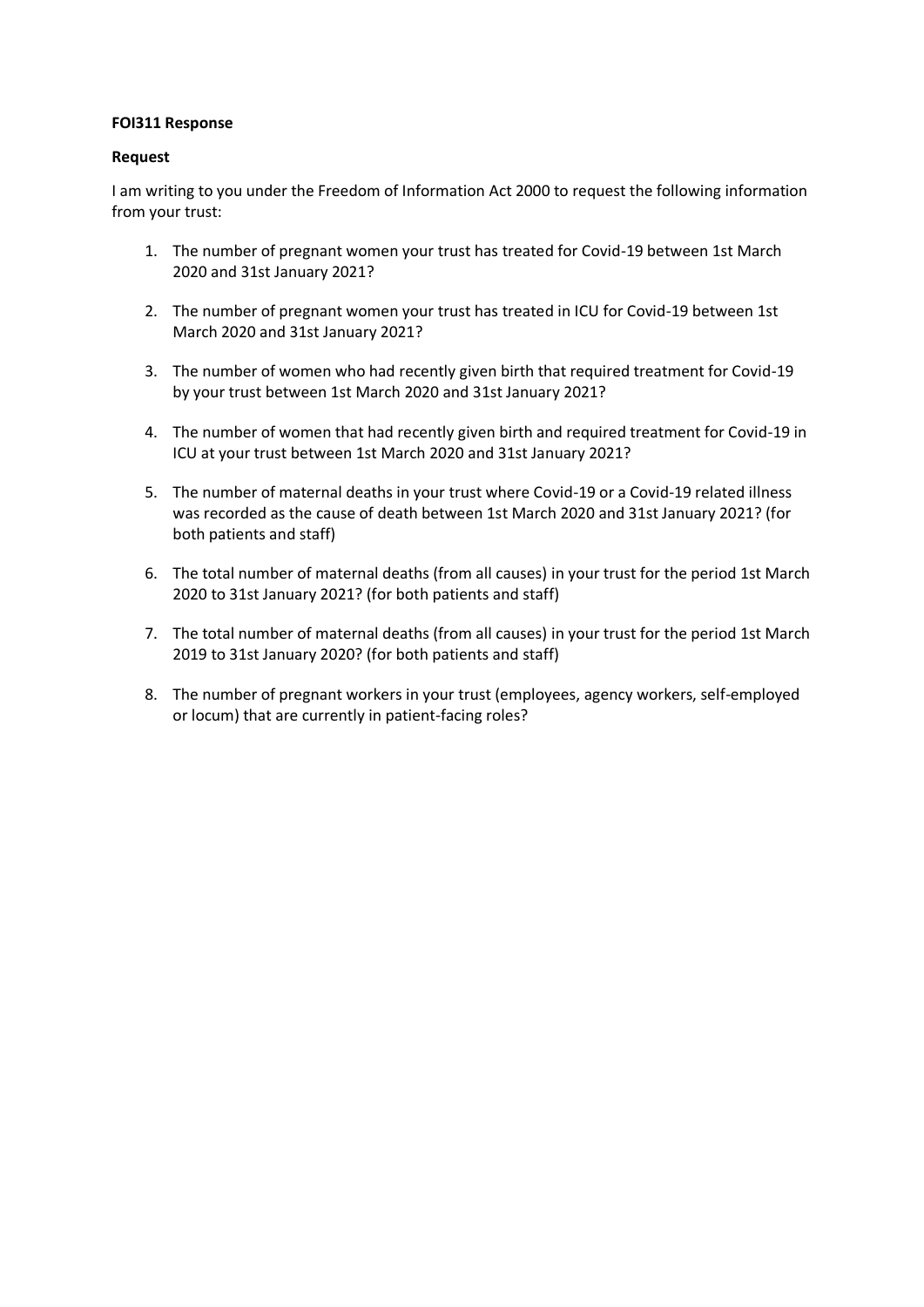**FOI311 Response**

**Request**

I am writing to you under the Freedom of Information Act 2000 to request the following information from your trust:

1. The number of pregnant women your trust has treated for Covid-19 between 1st March 2020 and 31st January 2021?

2. The number of pregnant women your trust has treated in ICU for Covid-19 between 1st March 2020 and 31st January 2021?

3. The number of women who had recently given birth that required treatment for Covid-19 by your trust between 1st March 2020 and 31st January 2021?

4. The number of women that had recently given birth and required treatment for Covid-19 in ICU at your trust between 1st March 2020 and 31st January 2021?

5. The number of maternal deaths in your trust where Covid-19 or a Covid-19 related illness was recorded as the cause of death between 1st March 2020 and 31st January 2021? (for both patients and staff)

6. The total number of maternal deaths (from all causes) in your trust for the period 1st March 2020 to 31st January 2021? (for both patients and staff)

7. The total number of maternal deaths (from all causes) in your trust for the period 1st March 2019 to 31st January 2020? (for both patients and staff)

8. The number of pregnant workers in your trust (employees, agency workers, self-employed or locum) that are currently in patient-facing roles?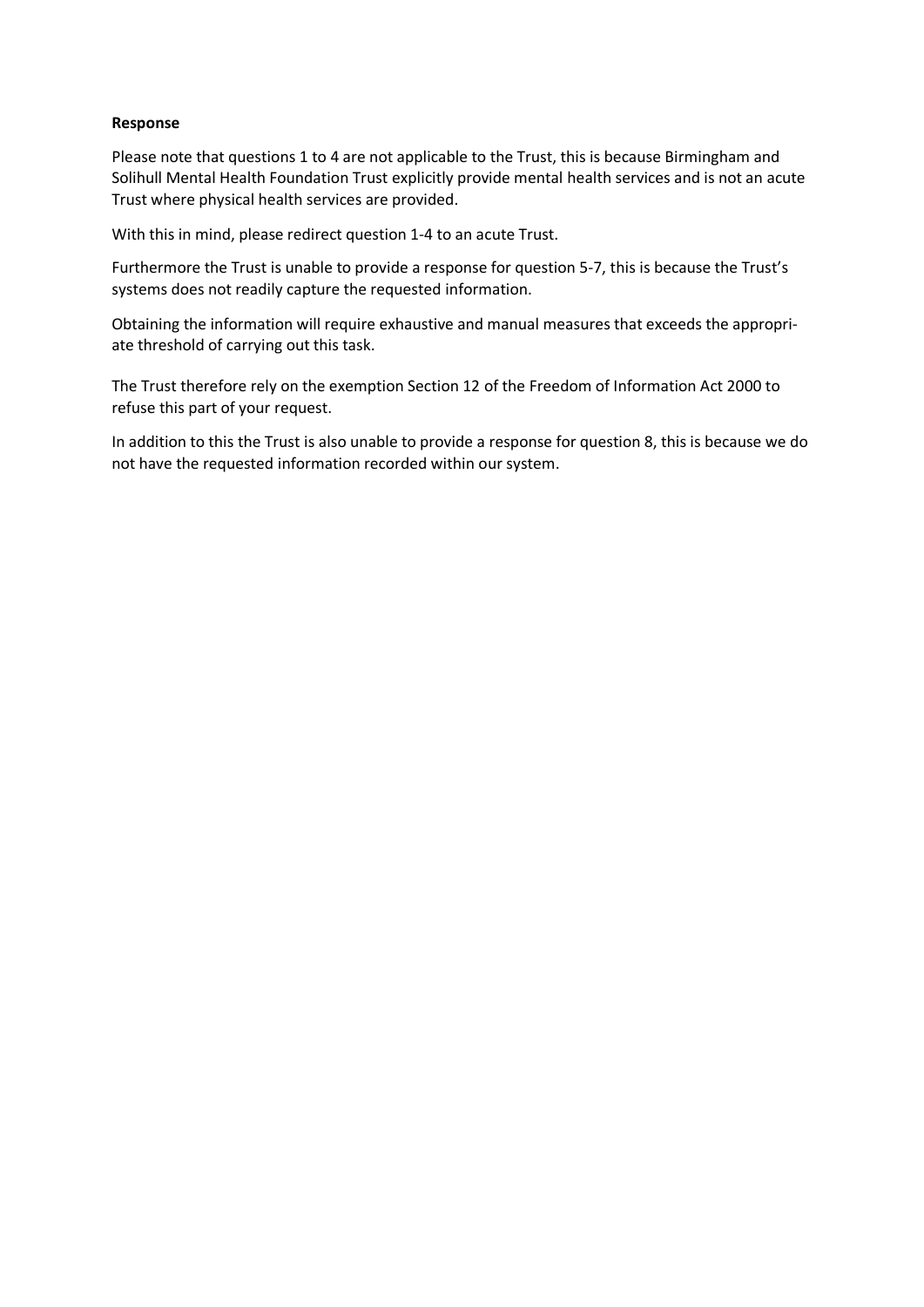**Response**

Please note that questions 1 to 4 are not applicable to the Trust, this is because Birmingham and Solihull Mental Health Foundation Trust explicitly provide mental health services and is not an acute Trust where physical health services are provided.

With this in mind, please redirect question 1-4 to an acute Trust.

Furthermore the Trust is unable to provide a response for question 5-7, this is because the Trust's systems does not readily capture the requested information.

Obtaining the information will require exhaustive and manual measures that exceeds the appropriate threshold of carrying out this task.

The Trust therefore rely on the exemption Section 12 of the Freedom of Information Act 2000 to refuse this part of your request.

In addition to this the Trust is also unable to provide a response for question 8, this is because we do not have the requested information recorded within our system.